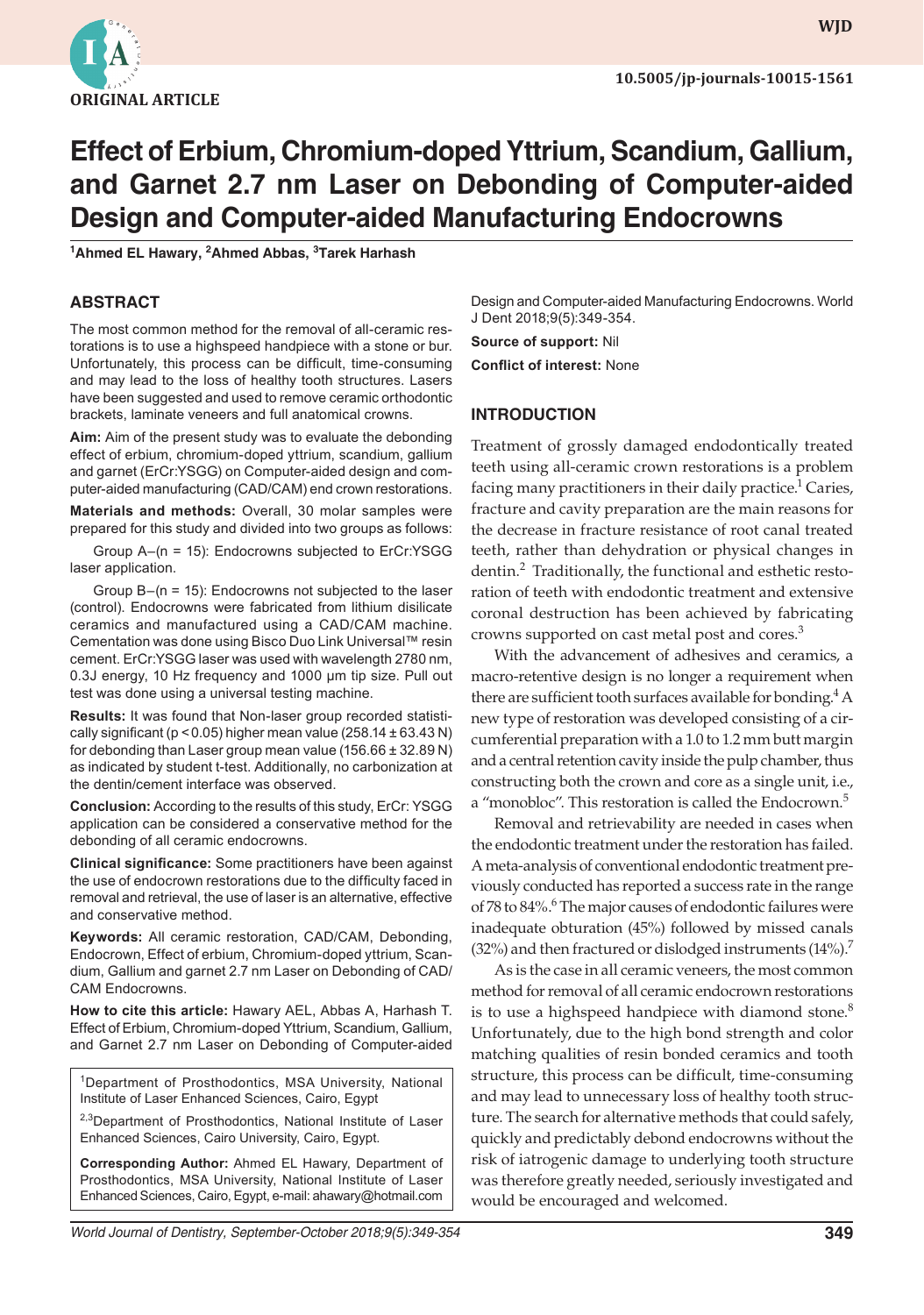ORIGINAL ARTICLE

10.5005/jp-journals-10015-1561

# Effect of Erbium, Chromium-doped Yttrium, Scandium, Gallium, and Garnet 2.7 nm Laser on Debonding of Computer-aided Design and Computer-aided Manufacturing Endocrowns

[1]Ahmed EL Hawary, [2]Ahmed Abbas, [3]Tarek Harhash

## ABSTRACT

The most common method for the removal of all-ceramic restorations is to use a highspeed handpiece with a stone or bur. Unfortunately, this process can be difficult, time-consuming and may lead to the loss of healthy tooth structures. Lasers have been suggested and used to remove ceramic orthodontic brackets, laminate veneers and full anatomical crowns.

**Aim:** Aim of the present study was to evaluate the debonding effect of erbium, chromium-doped yttrium, scandium, gallium and garnet (ErCr:YSGG) on Computer-aided design and computer-aided manufacturing (CAD/CAM) end crown restorations.

**Materials and methods:** Overall, 30 molar samples were prepared for this study and divided into two groups as follows:

Group A–(n = 15): Endocrowns subjected to ErCr:YSGG laser application.

Group B–(n = 15): Endocrowns not subjected to the laser (control). Endocrowns were fabricated from lithium disilicate ceramics and manufactured using a CAD/CAM machine. Cementation was done using Bisco Duo Link Universal™ resin cement. ErCr:YSGG laser was used with wavelength 2780 nm, 0.3J energy, 10 Hz frequency and 1000 µm tip size. Pull out test was done using a universal testing machine.

**Results:** It was found that Non-laser group recorded statistically significant ($p < 0.05$) higher mean value (258.14 ± 63.43 N) for debonding than Laser group mean value (156.66 ± 32.89 N) as indicated by student t-test. Additionally, no carbonization at the dentin/cement interface was observed.

**Conclusion:** According to the results of this study, ErCr: YSGG application can be considered a conservative method for the debonding of all ceramic endocrowns.

**Clinical significance:** Some practitioners have been against the use of endocrown restorations due to the difficulty faced in removal and retrieval, the use of laser is an alternative, effective and conservative method.

**Keywords:** All ceramic restoration, CAD/CAM, Debonding, Endocrown, Effect of erbium, Chromium-doped yttrium, Scandium, Gallium and garnet 2.7 nm Laser on Debonding of CAD/CAM Endocrowns.

**How to cite this article:** Hawary AEL, Abbas A, Harhash T. Effect of Erbium, Chromium-doped Yttrium, Scandium, Gallium, and Garnet 2.7 nm Laser on Debonding of Computer-aided Design and Computer-aided Manufacturing Endocrowns. World J Dent 2018;9(5):349-354.

**Source of support:** Nil

**Conflict of interest:** None

[1]Department of Prosthodontics, MSA University, National Institute of Laser Enhanced Sciences, Cairo, Egypt

[2,3]Department of Prosthodontics, National Institute of Laser Enhanced Sciences, Cairo University, Cairo, Egypt.

**Corresponding Author:** Ahmed EL Hawary, Department of Prosthodontics, MSA University, National Institute of Laser Enhanced Sciences, Cairo, Egypt, e-mail: ahawary@hotmail.com

## INTRODUCTION

Treatment of grossly damaged endodontically treated teeth using all-ceramic crown restorations is a problem facing many practitioners in their daily practice.[1] Caries, fracture and cavity preparation are the main reasons for the decrease in fracture resistance of root canal treated teeth, rather than dehydration or physical changes in dentin.[2] Traditionally, the functional and esthetic restoration of teeth with endodontic treatment and extensive coronal destruction has been achieved by fabricating crowns supported on cast metal post and cores.[3]

With the advancement of adhesives and ceramics, a macro-retentive design is no longer a requirement when there are sufficient tooth surfaces available for bonding.[4] A new type of restoration was developed consisting of a circumferential preparation with a 1.0 to 1.2 mm butt margin and a central retention cavity inside the pulp chamber, thus constructing both the crown and core as a single unit, i.e., a "monobloc". This restoration is called the Endocrown.[5]

Removal and retrievability are needed in cases when the endodontic treatment under the restoration has failed. A meta-analysis of conventional endodontic treatment previously conducted has reported a success rate in the range of 78 to 84%.[6] The major causes of endodontic failures were inadequate obturation (45%) followed by missed canals (32%) and then fractured or dislodged instruments (14%).[7]

As is the case in all ceramic veneers, the most common method for removal of all ceramic endocrown restorations is to use a highspeed handpiece with diamond stone.[8] Unfortunately, due to the high bond strength and color matching qualities of resin bonded ceramics and tooth structure, this process can be difficult, time-consuming and may lead to unnecessary loss of healthy tooth structure. The search for alternative methods that could safely, quickly and predictably debond endocrowns without the risk of iatrogenic damage to underlying tooth structure was therefore greatly needed, seriously investigated and would be encouraged and welcomed.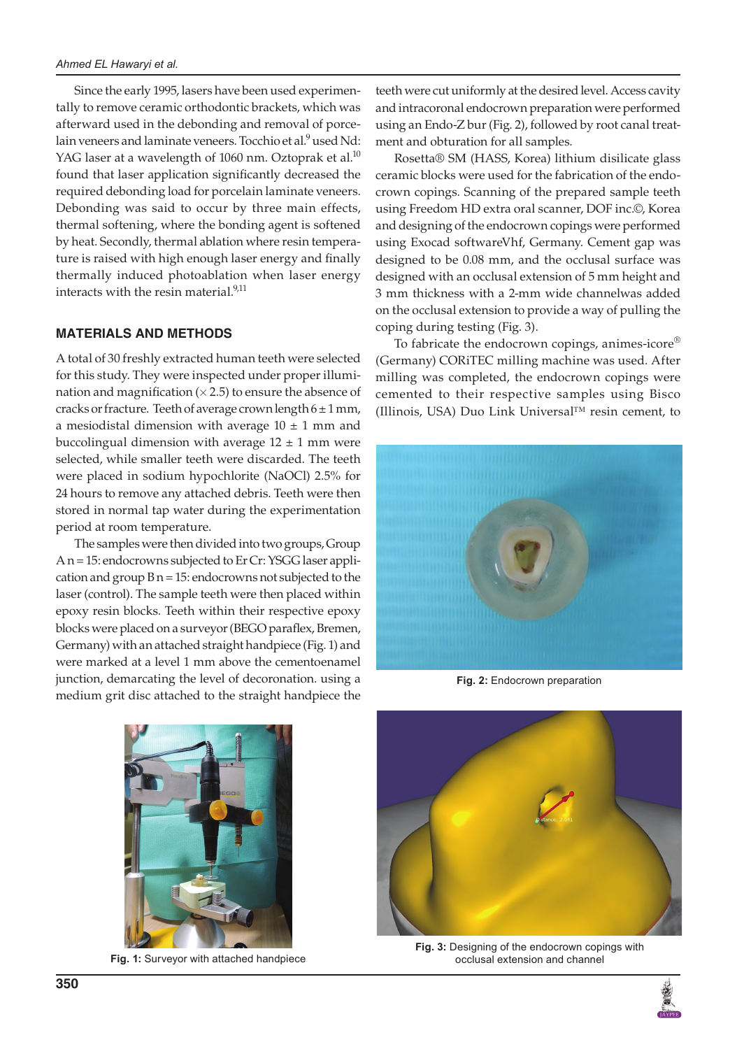Since the early 1995, lasers have been used experimentally to remove ceramic orthodontic brackets, which was afterward used in the debonding and removal of porcelain veneers and laminate veneers. Tocchio et al.[9] used Nd: YAG laser at a wavelength of 1060 nm. Oztoprak et al.[10] found that laser application significantly decreased the required debonding load for porcelain laminate veneers. Debonding was said to occur by three main effects, thermal softening, where the bonding agent is softened by heat. Secondly, thermal ablation where resin temperature is raised with high enough laser energy and finally thermally induced photoablation when laser energy interacts with the resin material.[9,11]

## MATERIALS AND METHODS

A total of 30 freshly extracted human teeth were selected for this study. They were inspected under proper illumination and magnification (× 2.5) to ensure the absence of cracks or fracture. Teeth of average crown length 6 ± 1 mm, a mesiodistal dimension with average 10 ± 1 mm and buccolingual dimension with average 12 ± 1 mm were selected, while smaller teeth were discarded. The teeth were placed in sodium hypochlorite (NaOCl) 2.5% for 24 hours to remove any attached debris. Teeth were then stored in normal tap water during the experimentation period at room temperature.

The samples were then divided into two groups, Group A n = 15: endocrowns subjected to Er Cr: YSGG laser application and group B n = 15: endocrowns not subjected to the laser (control). The sample teeth were then placed within epoxy resin blocks. Teeth within their respective epoxy blocks were placed on a surveyor (BEGO paraflex, Bremen, Germany) with an attached straight handpiece (Fig. 1) and were marked at a level 1 mm above the cementoenamel junction, demarcating the level of decoronation. using a medium grit disc attached to the straight handpiece the teeth were cut uniformly at the desired level. Access cavity and intracoronal endocrown preparation were performed using an Endo-Z bur (Fig. 2), followed by root canal treatment and obturation for all samples.

Rosetta® SM (HASS, Korea) lithium disilicate glass ceramic blocks were used for the fabrication of the endocrown copings. Scanning of the prepared sample teeth using Freedom HD extra oral scanner, DOF inc.©, Korea and designing of the endocrown copings were performed using Exocad softwareVhf, Germany. Cement gap was designed to be 0.08 mm, and the occlusal surface was designed with an occlusal extension of 5 mm height and 3 mm thickness with a 2-mm wide channelwas added on the occlusal extension to provide a way of pulling the coping during testing (Fig. 3).

To fabricate the endocrown copings, animes-icore® (Germany) CORiTEC milling machine was used. After milling was completed, the endocrown copings were cemented to their respective samples using Bisco (Illinois, USA) Duo Link Universal™ resin cement, to

**Fig. 2:** Endocrown preparation

**Fig. 1:** Surveyor with attached handpiece

**Fig. 3:** Designing of the endocrown copings with occlusal extension and channel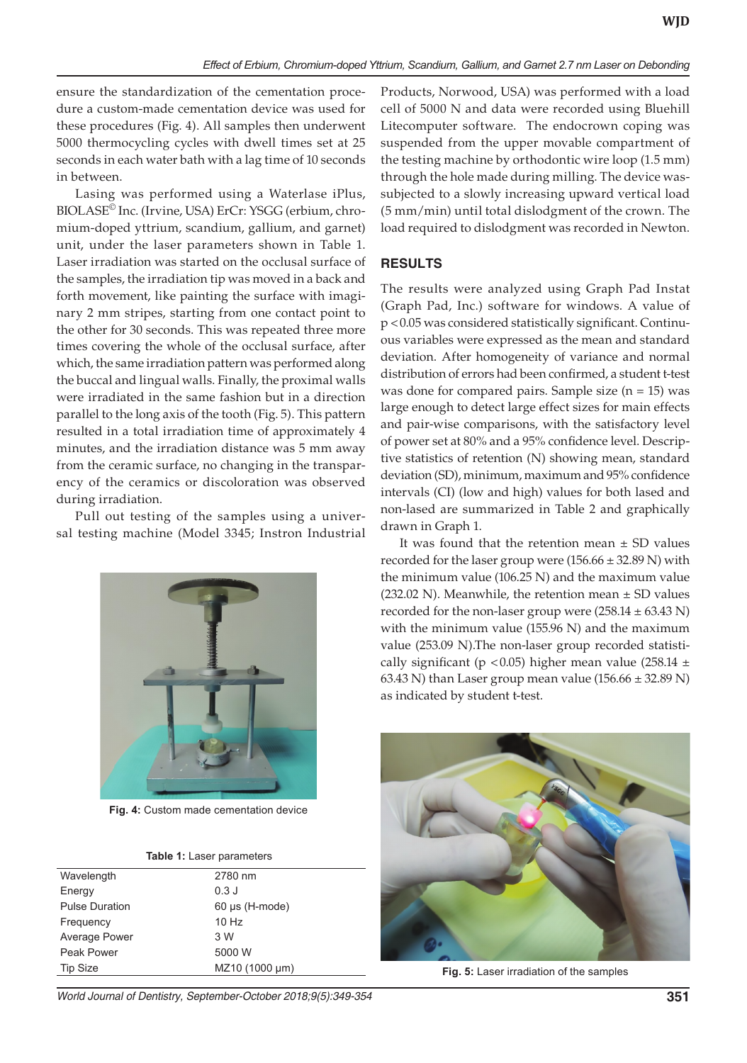ensure the standardization of the cementation procedure a custom-made cementation device was used for these procedures (Fig. 4). All samples then underwent 5000 thermocycling cycles with dwell times set at 25 seconds in each water bath with a lag time of 10 seconds in between.

Lasing was performed using a Waterlase iPlus, BIOLASE© Inc. (Irvine, USA) ErCr: YSGG (erbium, chromium-doped yttrium, scandium, gallium, and garnet) unit, under the laser parameters shown in Table 1. Laser irradiation was started on the occlusal surface of the samples, the irradiation tip was moved in a back and forth movement, like painting the surface with imaginary 2 mm stripes, starting from one contact point to the other for 30 seconds. This was repeated three more times covering the whole of the occlusal surface, after which, the same irradiation pattern was performed along the buccal and lingual walls. Finally, the proximal walls were irradiated in the same fashion but in a direction parallel to the long axis of the tooth (Fig. 5). This pattern resulted in a total irradiation time of approximately 4 minutes, and the irradiation distance was 5 mm away from the ceramic surface, no changing in the transparency of the ceramics or discoloration was observed during irradiation.

Pull out testing of the samples using a universal testing machine (Model 3345; Instron Industrial Products, Norwood, USA) was performed with a load cell of 5000 N and data were recorded using Bluehill Litecomputer software. The endocrown coping was suspended from the upper movable compartment of the testing machine by orthodontic wire loop (1.5 mm) through the hole made during milling. The device wassubjected to a slowly increasing upward vertical load (5 mm/min) until total dislodgment of the crown. The load required to dislodgment was recorded in Newton.

**Fig. 4:** Custom made cementation device

**Table 1:** Laser parameters

| | |
|---|---|
| Wavelength | 2780 nm |
| Energy | 0.3 J |
| Pulse Duration | 60 μs (H-mode) |
| Frequency | 10 Hz |
| Average Power | 3 W |
| Peak Power | 5000 W |
| Tip Size | MZ10 (1000 μm) |

## RESULTS

The results were analyzed using Graph Pad Instat (Graph Pad, Inc.) software for windows. A value of $p < 0.05$ was considered statistically significant. Continuous variables were expressed as the mean and standard deviation. After homogeneity of variance and normal distribution of errors had been confirmed, a student t-test was done for compared pairs. Sample size ($n = 15$) was large enough to detect large effect sizes for main effects and pair-wise comparisons, with the satisfactory level of power set at 80% and a 95% confidence level. Descriptive statistics of retention (N) showing mean, standard deviation (SD), minimum, maximum and 95% confidence intervals (CI) (low and high) values for both lased and non-lased are summarized in Table 2 and graphically drawn in Graph 1.

It was found that the retention mean ± SD values recorded for the laser group were (156.66 ± 32.89 N) with the minimum value (106.25 N) and the maximum value (232.02 N). Meanwhile, the retention mean ± SD values recorded for the non-laser group were (258.14 ± 63.43 N) with the minimum value (155.96 N) and the maximum value (253.09 N).The non-laser group recorded statistically significant ($p < 0.05$) higher mean value (258.14 ± 63.43 N) than Laser group mean value (156.66 ± 32.89 N) as indicated by student t-test.

**Fig. 5:** Laser irradiation of the samples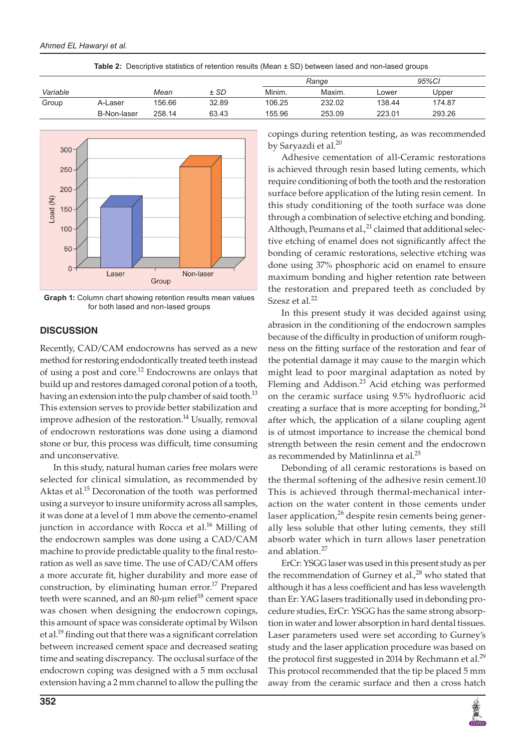**Table 2:** Descriptive statistics of retention results (Mean ± SD) between lased and non-lased groups

| Variable | | Mean | ± SD | Range | | 95%CI | |
|---|---|---|---|---|---|---|---|
| | | | | Minim. | Maxim. | Lower | Upper |
| Group | A-Laser | 156.66 | 32.89 | 106.25 | 232.02 | 138.44 | 174.87 |
| | B-Non-laser | 258.14 | 63.43 | 155.96 | 253.09 | 223.01 | 293.26 |

**Graph 1:** Column chart showing retention results mean values for both lased and non-lased groups

## DISCUSSION

Recently, CAD/CAM endocrowns has served as a new method for restoring endodontically treated teeth instead of using a post and core.[12] Endocrowns are onlays that build up and restores damaged coronal potion of a tooth, having an extension into the pulp chamber of said tooth.[13] This extension serves to provide better stabilization and improve adhesion of the restoration.[14] Usually, removal of endocrown restorations was done using a diamond stone or bur, this process was difficult, time consuming and unconservative.

In this study, natural human caries free molars were selected for clinical simulation, as recommended by Aktas et al.[15] Decoronation of the tooth was performed using a surveyor to insure uniformity across all samples, it was done at a level of 1 mm above the cemento-enamel junction in accordance with Rocca et al.[16] Milling of the endocrown samples was done using a CAD/CAM machine to provide predictable quality to the final restoration as well as save time. The use of CAD/CAM offers a more accurate fit, higher durability and more ease of construction, by eliminating human error.[17] Prepared teeth were scanned, and an 80-µm relief[18] cement space was chosen when designing the endocrown copings, this amount of space was considerate optimal by Wilson et al.[19] finding out that there was a significant correlation between increased cement space and decreased seating time and seating discrepancy. The occlusal surface of the endocrown coping was designed with a 5 mm occlusal extension having a 2 mm channel to allow the pulling the copings during retention testing, as was recommended by Saryazdi et al.[20]

Adhesive cementation of all-Ceramic restorations is achieved through resin based luting cements, which require conditioning of both the tooth and the restoration surface before application of the luting resin cement. In this study conditioning of the tooth surface was done through a combination of selective etching and bonding. Although, Peumans et al.,[21] claimed that additional selective etching of enamel does not significantly affect the bonding of ceramic restorations, selective etching was done using 37% phosphoric acid on enamel to ensure maximum bonding and higher retention rate between the restoration and prepared teeth as concluded by Szesz et al.[22]

In this present study it was decided against using abrasion in the conditioning of the endocrown samples because of the difficulty in production of uniform roughness on the fitting surface of the restoration and fear of the potential damage it may cause to the margin which might lead to poor marginal adaptation as noted by Fleming and Addison.[23] Acid etching was performed on the ceramic surface using 9.5% hydrofluoric acid creating a surface that is more accepting for bonding,[24] after which, the application of a silane coupling agent is of utmost importance to increase the chemical bond strength between the resin cement and the endocrown as recommended by Matinlinna et al.[25]

Debonding of all ceramic restorations is based on the thermal softening of the adhesive resin cement.10 This is achieved through thermal-mechanical interaction on the water content in those cements under laser application,[26] despite resin cements being generally less soluble that other luting cements, they still absorb water which in turn allows laser penetration and ablation.[27]

ErCr: YSGG laser was used in this present study as per the recommendation of Gurney et al.,[28] who stated that although it has a less coefficient and has less wavelength than Er: YAG lasers traditionally used in debonding procedure studies, ErCr: YSGG has the same strong absorption in water and lower absorption in hard dental tissues. Laser parameters used were set according to Gurney's study and the laser application procedure was based on the protocol first suggested in 2014 by Rechmann et al.[29] This protocol recommended that the tip be placed 5 mm away from the ceramic surface and then a cross hatch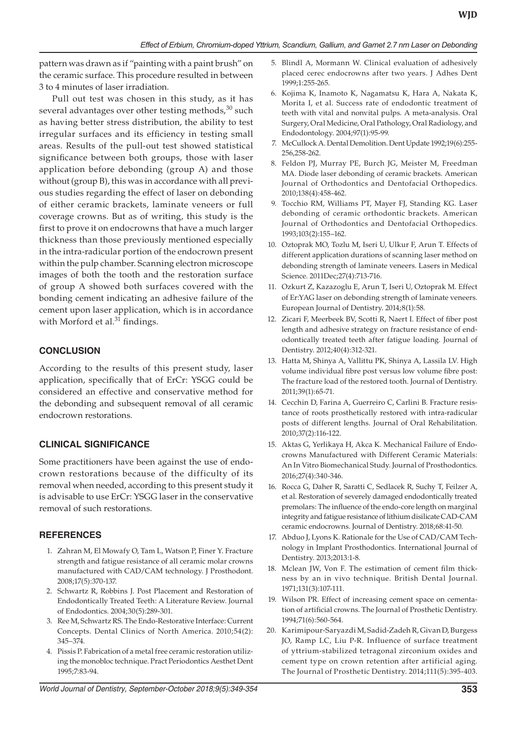pattern was drawn as if "painting with a paint brush" on the ceramic surface. This procedure resulted in between 3 to 4 minutes of laser irradiation.

Pull out test was chosen in this study, as it has several advantages over other testing methods,[30] such as having better stress distribution, the ability to test irregular surfaces and its efficiency in testing small areas. Results of the pull-out test showed statistical significance between both groups, those with laser application before debonding (group A) and those without (group B), this was in accordance with all previous studies regarding the effect of laser on debonding of either ceramic brackets, laminate veneers or full coverage crowns. But as of writing, this study is the first to prove it on endocrowns that have a much larger thickness than those previously mentioned especially in the intra-radicular portion of the endocrown present within the pulp chamber. Scanning electron microscope images of both the tooth and the restoration surface of group A showed both surfaces covered with the bonding cement indicating an adhesive failure of the cement upon laser application, which is in accordance with Morford et al.[31] findings.

## CONCLUSION

According to the results of this present study, laser application, specifically that of ErCr: YSGG could be considered an effective and conservative method for the debonding and subsequent removal of all ceramic endocrown restorations.

## CLINICAL SIGNIFICANCE

Some practitioners have been against the use of endocrown restorations because of the difficulty of its removal when needed, according to this present study it is advisable to use ErCr: YSGG laser in the conservative removal of such restorations.

## REFERENCES

1. Zahran M, El Mowafy O, Tam L, Watson P, Finer Y. Fracture strength and fatigue resistance of all ceramic molar crowns manufactured with CAD/CAM technology. J Prosthodont. 2008;17(5):370-137.
2. Schwartz R, Robbins J. Post Placement and Restoration of Endodontically Treated Teeth: A Literature Review. Journal of Endodontics. 2004;30(5):289-301.
3. Ree M, Schwartz RS. The Endo-Restorative Interface: Current Concepts. Dental Clinics of North America. 2010;54(2): 345–374.
4. Pissis P. Fabrication of a metal free ceramic restoration utilizing the monobloc technique. Pract Periodontics Aesthet Dent 1995;7:83-94.
5. Blindl A, Mormann W. Clinical evaluation of adhesively placed cerec endocrowns after two years. J Adhes Dent 1999;1:255-265.
6. Kojima K, Inamoto K, Nagamatsu K, Hara A, Nakata K, Morita I, et al. Success rate of endodontic treatment of teeth with vital and nonvital pulps. A meta-analysis. Oral Surgery, Oral Medicine, Oral Pathology, Oral Radiology, and Endodontology. 2004;97(1):95-99.
7. McCullock A. Dental Demolition. Dent Update 1992;19(6):255-256,258-262.
8. Feldon PJ, Murray PE, Burch JG, Meister M, Freedman MA. Diode laser debonding of ceramic brackets. American Journal of Orthodontics and Dentofacial Orthopedics. 2010;138(4):458-462.
9. Tocchio RM, Williams PT, Mayer FJ, Standing KG. Laser debonding of ceramic orthodontic brackets. American Journal of Orthodontics and Dentofacial Orthopedics. 1993;103(2):155–162.
10. Oztoprak MO, Tozlu M, Iseri U, Ulkur F, Arun T. Effects of different application durations of scanning laser method on debonding strength of laminate veneers. Lasers in Medical Science. 2011Dec;27(4):713-716.
11. Ozkurt Z, Kazazoglu E, Arun T, Iseri U, Oztoprak M. Effect of Er:YAG laser on debonding strength of laminate veneers. European Journal of Dentistry. 2014;8(1):58.
12. Zicari F, Meerbeek BV, Scotti R, Naert I. Effect of fiber post length and adhesive strategy on fracture resistance of endodontically treated teeth after fatigue loading. Journal of Dentistry. 2012;40(4):312-321.
13. Hatta M, Shinya A, Vallittu PK, Shinya A, Lassila LV. High volume individual fibre post versus low volume fibre post: The fracture load of the restored tooth. Journal of Dentistry. 2011;39(1):65-71.
14. Cecchin D, Farina A, Guerreiro C, Carlini B. Fracture resistance of roots prosthetically restored with intra-radicular posts of different lengths. Journal of Oral Rehabilitation. 2010;37(2):116-122.
15. Aktas G, Yerlikaya H, Akca K. Mechanical Failure of Endocrowns Manufactured with Different Ceramic Materials: An In Vitro Biomechanical Study. Journal of Prosthodontics. 2016;27(4):340-346.
16. Rocca G, Daher R, Saratti C, Sedlacek R, Suchy T, Feilzer A, et al. Restoration of severely damaged endodontically treated premolars: The influence of the endo-core length on marginal integrity and fatigue resistance of lithium disilicate CAD-CAM ceramic endocrowns. Journal of Dentistry. 2018;68:41-50.
17. Abduo J, Lyons K. Rationale for the Use of CAD/CAM Technology in Implant Prosthodontics. International Journal of Dentistry. 2013;2013:1-8.
18. Mclean JW, Von F. The estimation of cement film thickness by an in vivo technique. British Dental Journal. 1971;131(3):107-111.
19. Wilson PR. Effect of increasing cement space on cementation of artificial crowns. The Journal of Prosthetic Dentistry. 1994;71(6):560-564.
20. Karimipour-Saryazdi M, Sadid-Zadeh R, Givan D, Burgess JO, Ramp LC, Liu P-R. Influence of surface treatment of yttrium-stabilized tetragonal zirconium oxides and cement type on crown retention after artificial aging. The Journal of Prosthetic Dentistry. 2014;111(5):395-403.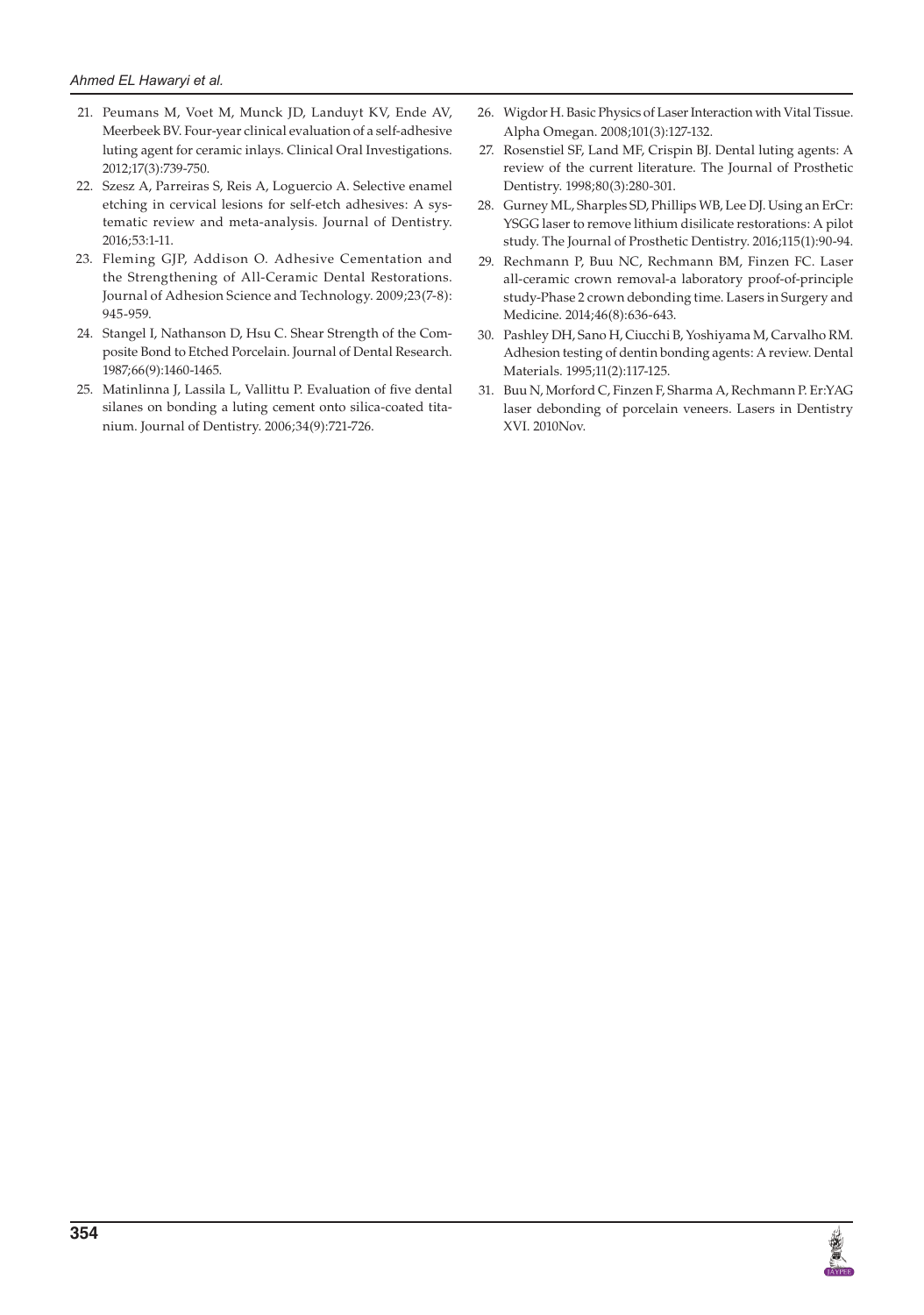21. Peumans M, Voet M, Munck JD, Landuyt KV, Ende AV, Meerbeek BV. Four-year clinical evaluation of a self-adhesive luting agent for ceramic inlays. Clinical Oral Investigations. 2012;17(3):739-750.
22. Szesz A, Parreiras S, Reis A, Loguercio A. Selective enamel etching in cervical lesions for self-etch adhesives: A systematic review and meta-analysis. Journal of Dentistry. 2016;53:1-11.
23. Fleming GJP, Addison O. Adhesive Cementation and the Strengthening of All-Ceramic Dental Restorations. Journal of Adhesion Science and Technology. 2009;23(7-8): 945-959.
24. Stangel I, Nathanson D, Hsu C. Shear Strength of the Composite Bond to Etched Porcelain. Journal of Dental Research. 1987;66(9):1460-1465.
25. Matinlinna J, Lassila L, Vallittu P. Evaluation of five dental silanes on bonding a luting cement onto silica-coated titanium. Journal of Dentistry. 2006;34(9):721-726.
26. Wigdor H. Basic Physics of Laser Interaction with Vital Tissue. Alpha Omegan. 2008;101(3):127-132.
27. Rosenstiel SF, Land MF, Crispin BJ. Dental luting agents: A review of the current literature. The Journal of Prosthetic Dentistry. 1998;80(3):280-301.
28. Gurney ML, Sharples SD, Phillips WB, Lee DJ. Using an ErCr: YSGG laser to remove lithium disilicate restorations: A pilot study. The Journal of Prosthetic Dentistry. 2016;115(1):90-94.
29. Rechmann P, Buu NC, Rechmann BM, Finzen FC. Laser all-ceramic crown removal-a laboratory proof-of-principle study-Phase 2 crown debonding time. Lasers in Surgery and Medicine. 2014;46(8):636-643.
30. Pashley DH, Sano H, Ciucchi B, Yoshiyama M, Carvalho RM. Adhesion testing of dentin bonding agents: A review. Dental Materials. 1995;11(2):117-125.
31. Buu N, Morford C, Finzen F, Sharma A, Rechmann P. Er:YAG laser debonding of porcelain veneers. Lasers in Dentistry XVI. 2010Nov.